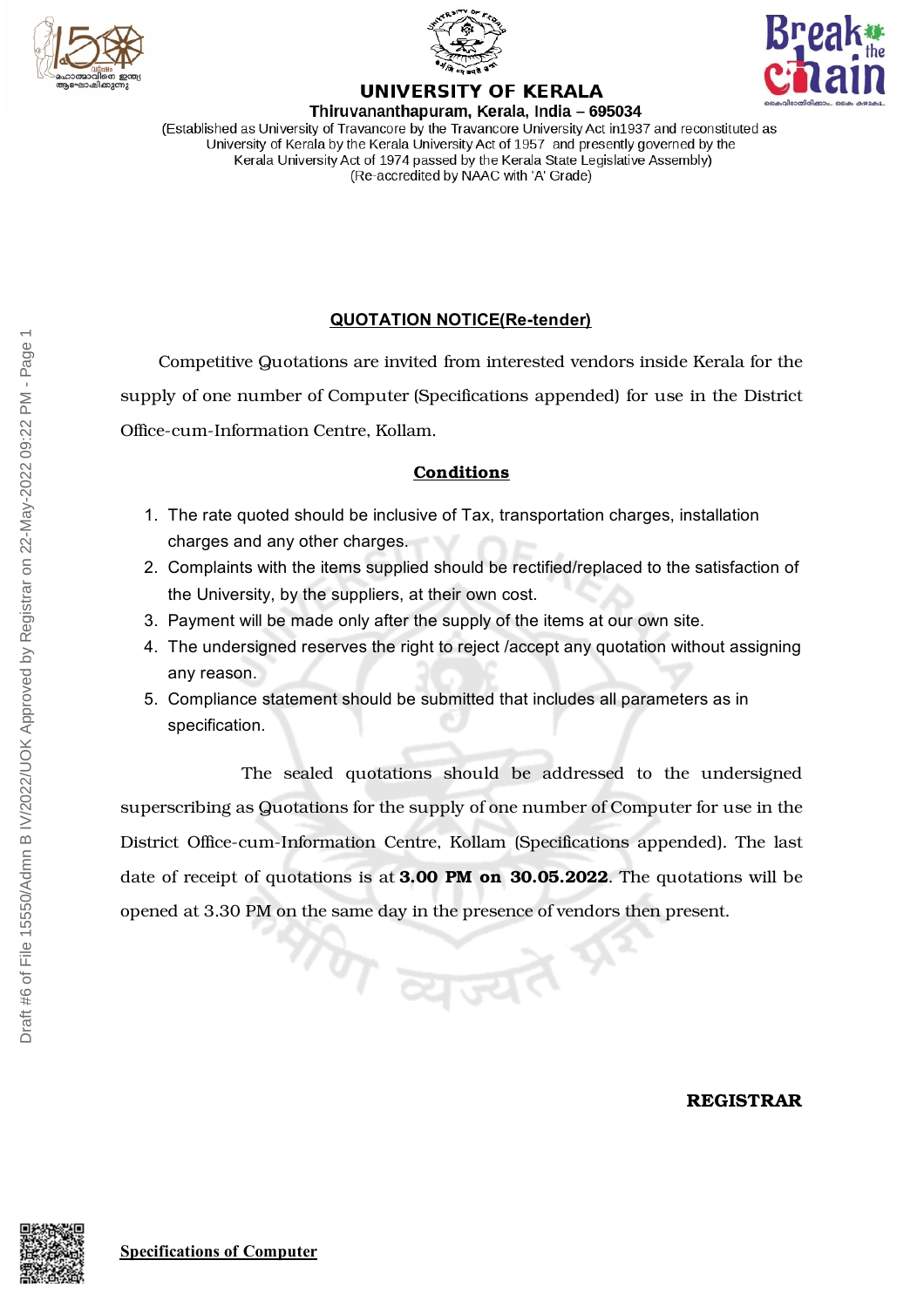# UNIVERSITY OF KERALA

**Thiruvananthapuram, Kerala, India – 695034**

(Established as University of Travancore by the Travancore University Act in1937 and reconstituted as University of Kerala by the Kerala University Act of 1957 and presently governed by the Kerala University Act of 1974 passed by the Kerala State Legislative Assembly)
(Re-accredited by NAAC with 'A' Grade)

## QUOTATION NOTICE(Re-tender)

Competitive Quotations are invited from interested vendors inside Kerala for the supply of one number of Computer (Specifications appended) for use in the District Office-cum-Information Centre, Kollam.

### Conditions

1. The rate quoted should be inclusive of Tax, transportation charges, installation charges and any other charges.
2. Complaints with the items supplied should be rectified/replaced to the satisfaction of the University, by the suppliers, at their own cost.
3. Payment will be made only after the supply of the items at our own site.
4. The undersigned reserves the right to reject /accept any quotation without assigning any reason.
5. Compliance statement should be submitted that includes all parameters as in specification.

The sealed quotations should be addressed to the undersigned superscribing as Quotations for the supply of one number of Computer for use in the District Office-cum-Information Centre, Kollam (Specifications appended). The last date of receipt of quotations is at **3.00 PM on 30.05.2022**. The quotations will be opened at 3.30 PM on the same day in the presence of vendors then present.

**REGISTRAR**

**Specifications of Computer**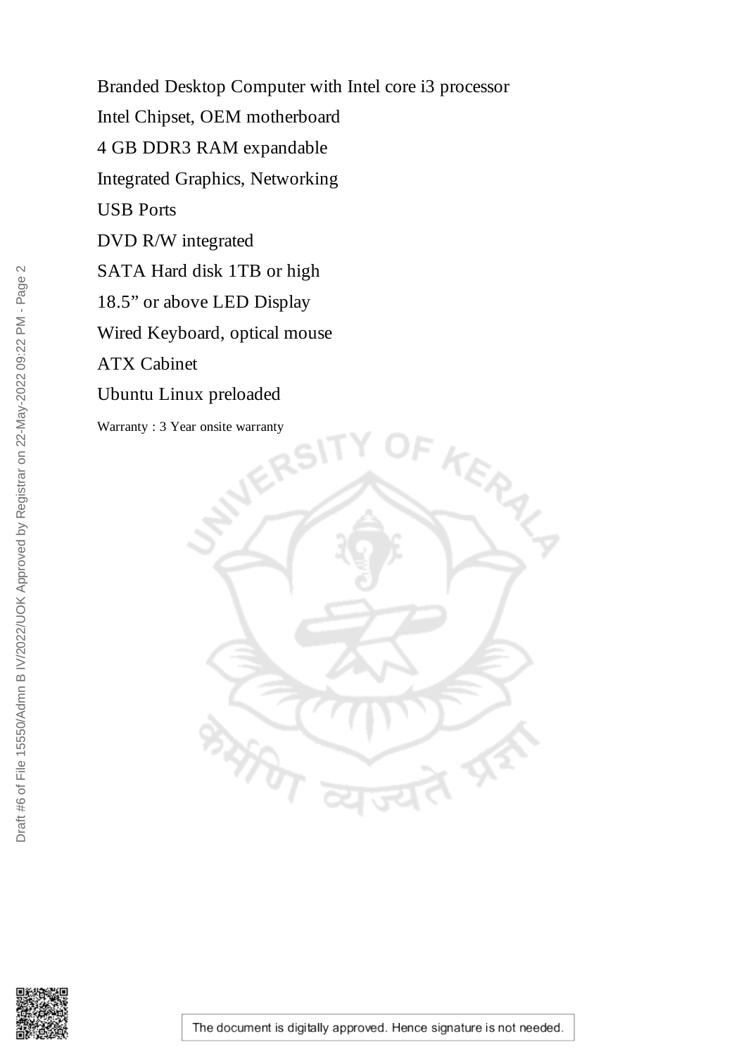Branded Desktop Computer with Intel core i3 processor

Intel Chipset, OEM motherboard

4 GB DDR3 RAM expandable

Integrated Graphics, Networking

USB Ports

DVD R/W integrated

SATA Hard disk 1TB or high

18.5” or above LED Display

Wired Keyboard, optical mouse

ATX Cabinet

Ubuntu Linux preloaded

Warranty : 3 Year onsite warranty